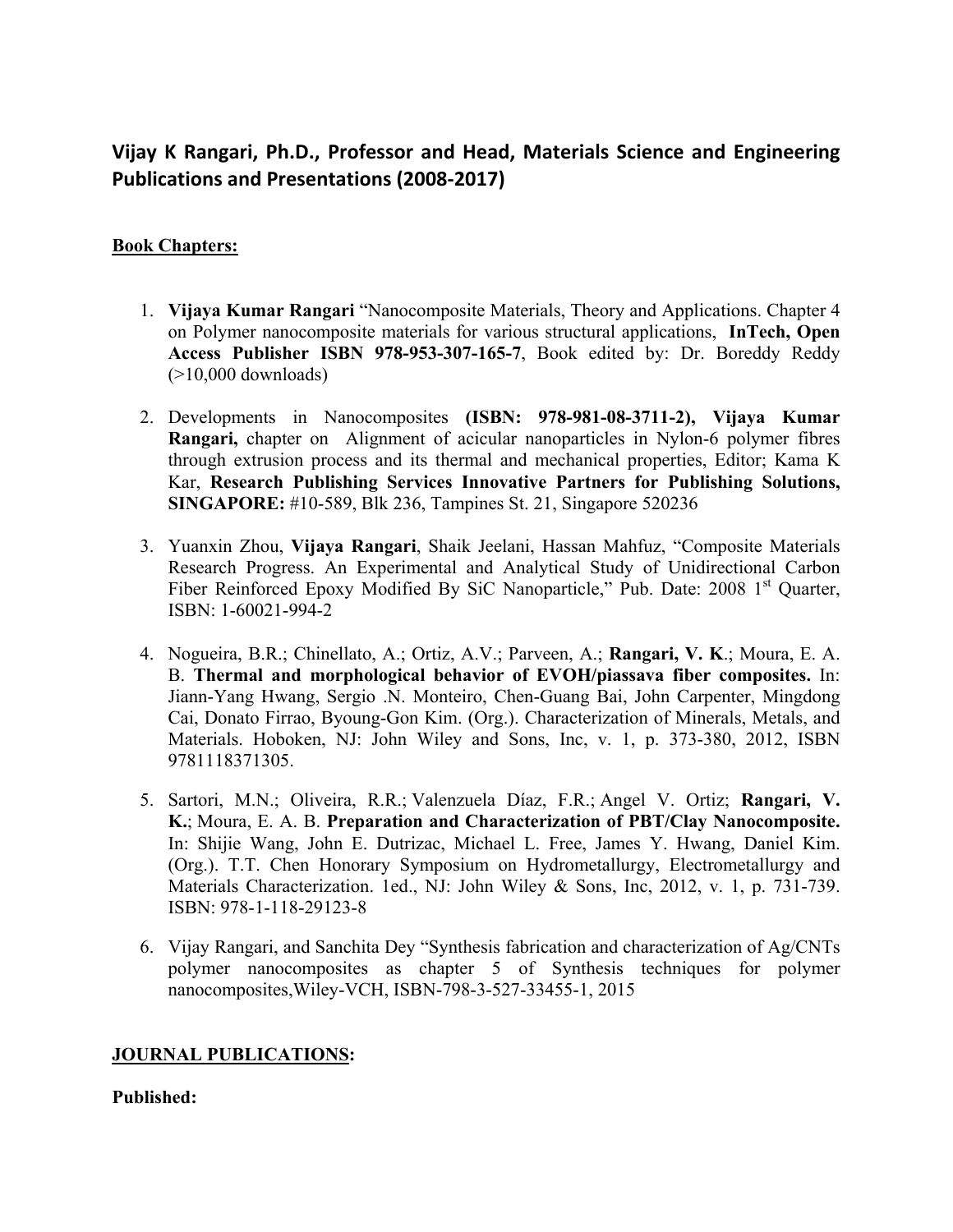## Vijay K Rangari, Ph.D., Professor and Head, Materials Science and Engineering Publications and Presentations (2008-2017)

**Book Chapters:**

1. **Vijaya Kumar Rangari** "Nanocomposite Materials, Theory and Applications. Chapter 4 on Polymer nanocomposite materials for various structural applications, **InTech, Open Access Publisher ISBN 978-953-307-165-7**, Book edited by: Dr. Boreddy Reddy (>10,000 downloads)

2. Developments in Nanocomposites **(ISBN: 978-981-08-3711-2), Vijaya Kumar Rangari,** chapter on Alignment of acicular nanoparticles in Nylon-6 polymer fibres through extrusion process and its thermal and mechanical properties, Editor; Kama K Kar, **Research Publishing Services Innovative Partners for Publishing Solutions, SINGAPORE:** #10-589, Blk 236, Tampines St. 21, Singapore 520236

3. Yuanxin Zhou, **Vijaya Rangari**, Shaik Jeelani, Hassan Mahfuz, "Composite Materials Research Progress. An Experimental and Analytical Study of Unidirectional Carbon Fiber Reinforced Epoxy Modified By SiC Nanoparticle," Pub. Date: 2008 1st Quarter, ISBN: 1-60021-994-2

4. Nogueira, B.R.; Chinellato, A.; Ortiz, A.V.; Parveen, A.; **Rangari, V. K**.; Moura, E. A. B. **Thermal and morphological behavior of EVOH/piassava fiber composites.** In: Jiann-Yang Hwang, Sergio .N. Monteiro, Chen-Guang Bai, John Carpenter, Mingdong Cai, Donato Firrao, Byoung-Gon Kim. (Org.). Characterization of Minerals, Metals, and Materials. Hoboken, NJ: John Wiley and Sons, Inc, v. 1, p. 373-380, 2012, ISBN 9781118371305.

5. Sartori, M.N.; Oliveira, R.R.; Valenzuela Díaz, F.R.; Angel V. Ortiz; **Rangari, V. K.**; Moura, E. A. B. **Preparation and Characterization of PBT/Clay Nanocomposite.** In: Shijie Wang, John E. Dutrizac, Michael L. Free, James Y. Hwang, Daniel Kim. (Org.). T.T. Chen Honorary Symposium on Hydrometallurgy, Electrometallurgy and Materials Characterization. 1ed., NJ: John Wiley & Sons, Inc, 2012, v. 1, p. 731-739. ISBN: 978-1-118-29123-8

6. Vijay Rangari, and Sanchita Dey "Synthesis fabrication and characterization of Ag/CNTs polymer nanocomposites as chapter 5 of Synthesis techniques for polymer nanocomposites,Wiley-VCH, ISBN-798-3-527-33455-1, 2015

**JOURNAL PUBLICATIONS:**

**Published:**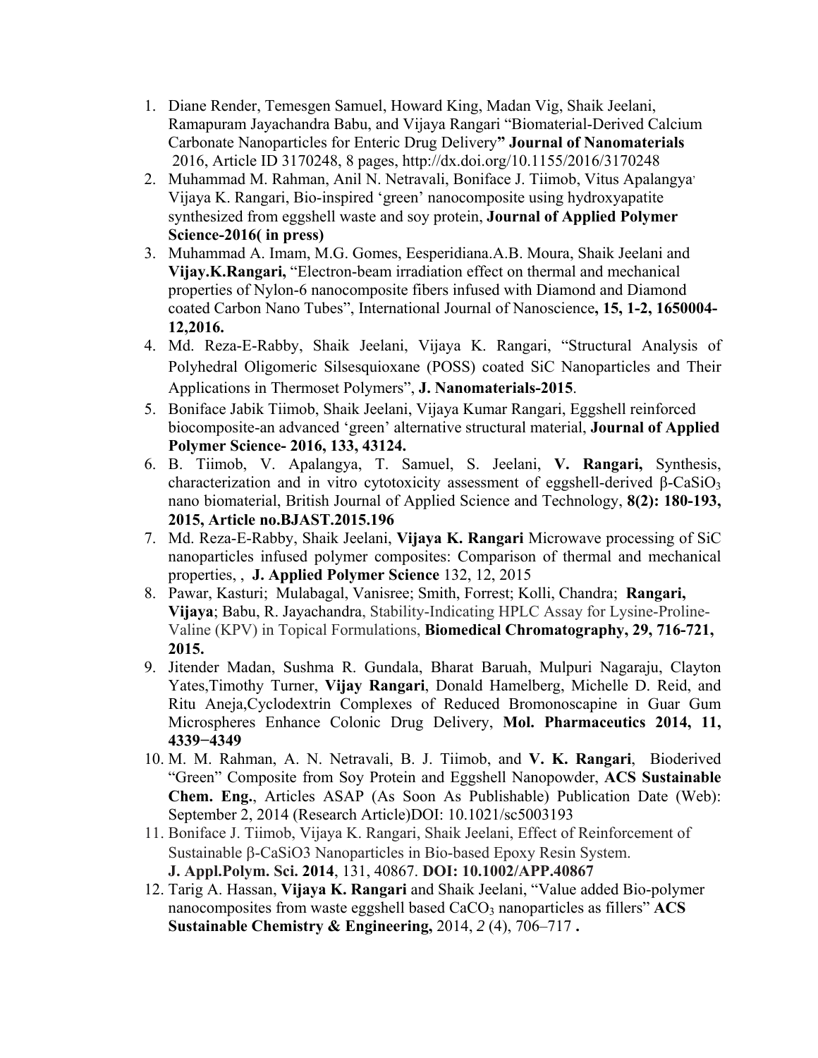1. Diane Render, Temesgen Samuel, Howard King, Madan Vig, Shaik Jeelani, Ramapuram Jayachandra Babu, and Vijaya Rangari "Biomaterial-Derived Calcium Carbonate Nanoparticles for Enteric Drug Delivery**" Journal of Nanomaterials** 2016, Article ID 3170248, 8 pages, http://dx.doi.org/10.1155/2016/3170248
2. Muhammad M. Rahman, Anil N. Netravali, Boniface J. Tiimob, Vitus Apalangya, Vijaya K. Rangari, Bio-inspired 'green' nanocomposite using hydroxyapatite synthesized from eggshell waste and soy protein, **Journal of Applied Polymer Science-2016( in press)**
3. Muhammad A. Imam, M.G. Gomes, Eesperidiana.A.B. Moura, Shaik Jeelani and **Vijay.K.Rangari,** "Electron-beam irradiation effect on thermal and mechanical properties of Nylon-6 nanocomposite fibers infused with Diamond and Diamond coated Carbon Nano Tubes", International Journal of Nanoscience**, 15, 1-2, 1650004-12,2016.**
4. Md. Reza-E-Rabby, Shaik Jeelani, Vijaya K. Rangari, "Structural Analysis of Polyhedral Oligomeric Silsesquioxane (POSS) coated SiC Nanoparticles and Their Applications in Thermoset Polymers", **J. Nanomaterials-2015**.
5. Boniface Jabik Tiimob, Shaik Jeelani, Vijaya Kumar Rangari, Eggshell reinforced biocomposite-an advanced 'green' alternative structural material, **Journal of Applied Polymer Science- 2016, 133, 43124.**
6. B. Tiimob, V. Apalangya, T. Samuel, S. Jeelani, **V. Rangari,** Synthesis, characterization and in vitro cytotoxicity assessment of eggshell-derived β-$CaSiO_3$ nano biomaterial, British Journal of Applied Science and Technology, **8(2): 180-193, 2015, Article no.BJAST.2015.196**
7. Md. Reza-E-Rabby, Shaik Jeelani, **Vijaya K. Rangari** Microwave processing of SiC nanoparticles infused polymer composites: Comparison of thermal and mechanical properties, , **J. Applied Polymer Science** 132, 12, 2015
8. Pawar, Kasturi; Mulabagal, Vanisree; Smith, Forrest; Kolli, Chandra; **Rangari, Vijaya**; Babu, R. Jayachandra, Stability-Indicating HPLC Assay for Lysine-Proline-Valine (KPV) in Topical Formulations, **Biomedical Chromatography, 29, 716-721, 2015.**
9. Jitender Madan, Sushma R. Gundala, Bharat Baruah, Mulpuri Nagaraju, Clayton Yates,Timothy Turner, **Vijay Rangari**, Donald Hamelberg, Michelle D. Reid, and Ritu Aneja,Cyclodextrin Complexes of Reduced Bromonoscapine in Guar Gum Microspheres Enhance Colonic Drug Delivery, **Mol. Pharmaceutics 2014, 11, 4339−4349**
10. M. M. Rahman, A. N. Netravali, B. J. Tiimob, and **V. K. Rangari**, Bioderived "Green" Composite from Soy Protein and Eggshell Nanopowder, **ACS Sustainable Chem. Eng.**, Articles ASAP (As Soon As Publishable) Publication Date (Web): September 2, 2014 (Research Article)DOI: 10.1021/sc5003193
11. Boniface J. Tiimob, Vijaya K. Rangari, Shaik Jeelani, Effect of Reinforcement of Sustainable β-CaSiO3 Nanoparticles in Bio-based Epoxy Resin System. **J. Appl.Polym. Sci. 2014**, 131, 40867. **DOI: 10.1002/APP.40867**
12. Tarig A. Hassan, **Vijaya K. Rangari** and Shaik Jeelani, "Value added Bio-polymer nanocomposites from waste eggshell based $CaCO_3$ nanoparticles as fillers" **ACS Sustainable Chemistry & Engineering,** 2014, *2* (4), 706–717 **.**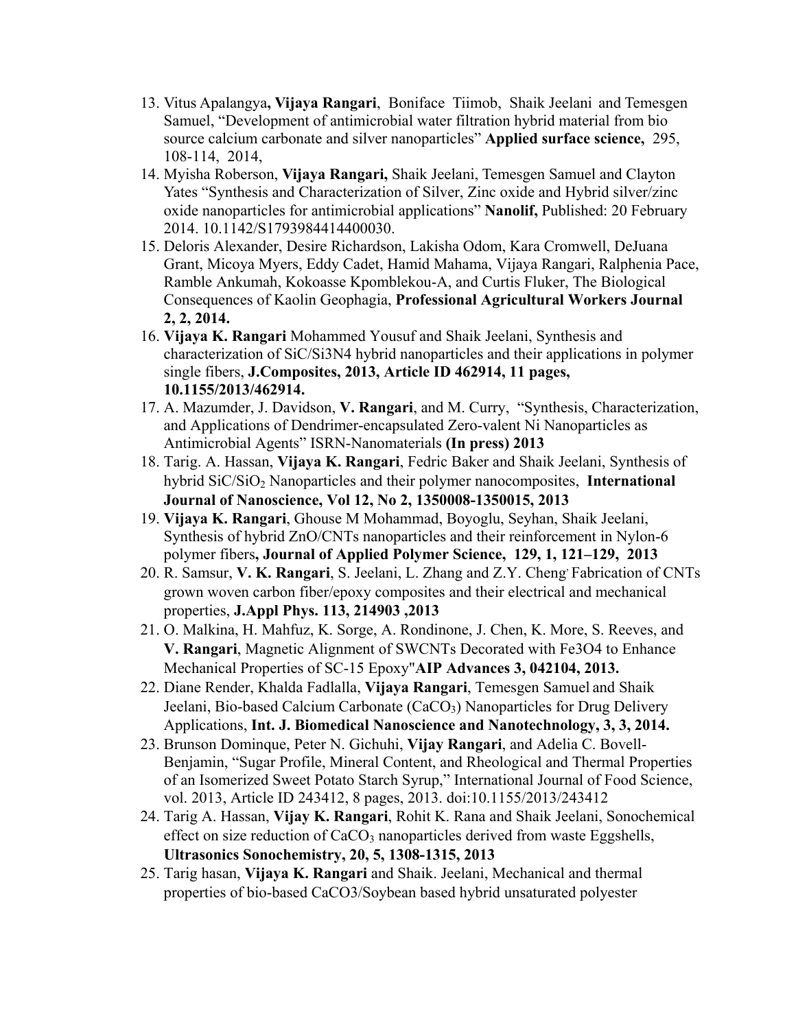13. Vitus Apalangya**, Vijaya Rangari**, Boniface Tiimob, Shaik Jeelani and Temesgen Samuel, "Development of antimicrobial water filtration hybrid material from bio source calcium carbonate and silver nanoparticles" **Applied surface science,** 295, 108-114, 2014,
14. Myisha Roberson, **Vijaya Rangari,** Shaik Jeelani, Temesgen Samuel and Clayton Yates "Synthesis and Characterization of Silver, Zinc oxide and Hybrid silver/zinc oxide nanoparticles for antimicrobial applications" **Nanolif,** Published: 20 February 2014. 10.1142/S1793984414400030.
15. Deloris Alexander, Desire Richardson, Lakisha Odom, Kara Cromwell, DeJuana Grant, Micoya Myers, Eddy Cadet, Hamid Mahama, Vijaya Rangari, Ralphenia Pace, Ramble Ankumah, Kokoasse Kpomblekou-A, and Curtis Fluker, The Biological Consequences of Kaolin Geophagia, **Professional Agricultural Workers Journal 2, 2, 2014.**
16. **Vijaya K. Rangari** Mohammed Yousuf and Shaik Jeelani, Synthesis and characterization of SiC/Si3N4 hybrid nanoparticles and their applications in polymer single fibers, **J.Composites, 2013, Article ID 462914, 11 pages, 10.1155/2013/462914.**
17. A. Mazumder, J. Davidson, **V. Rangari**, and M. Curry, "Synthesis, Characterization, and Applications of Dendrimer-encapsulated Zero-valent Ni Nanoparticles as Antimicrobial Agents" ISRN-Nanomaterials **(In press) 2013**
18. Tarig. A. Hassan, **Vijaya K. Rangari**, Fedric Baker and Shaik Jeelani, Synthesis of hybrid SiC/$SiO_2$ Nanoparticles and their polymer nanocomposites, **International Journal of Nanoscience, Vol 12, No 2, 1350008-1350015, 2013**
19. **Vijaya K. Rangari**, Ghouse M Mohammad, Boyoglu, Seyhan, Shaik Jeelani, Synthesis of hybrid ZnO/CNTs nanoparticles and their reinforcement in Nylon-6 polymer fibers**, Journal of Applied Polymer Science, 129, 1, 121–129, 2013**
20. R. Samsur, **V. K. Rangari**, S. Jeelani, L. Zhang and Z.Y. Cheng, Fabrication of CNTs grown woven carbon fiber/epoxy composites and their electrical and mechanical properties, **J.Appl Phys. 113, 214903 ,2013**
21. O. Malkina, H. Mahfuz, K. Sorge, A. Rondinone, J. Chen, K. More, S. Reeves, and **V. Rangari**, Magnetic Alignment of SWCNTs Decorated with Fe3O4 to Enhance Mechanical Properties of SC-15 Epoxy"**AIP Advances 3, 042104, 2013.**
22. Diane Render, Khalda Fadlalla, **Vijaya Rangari**, Temesgen Samuel and Shaik Jeelani, Bio-based Calcium Carbonate ($CaCO_3$) Nanoparticles for Drug Delivery Applications, **Int. J. Biomedical Nanoscience and Nanotechnology, 3, 3, 2014.**
23. Brunson Dominque, Peter N. Gichuhi, **Vijay Rangari**, and Adelia C. Bovell-Benjamin, "Sugar Profile, Mineral Content, and Rheological and Thermal Properties of an Isomerized Sweet Potato Starch Syrup," International Journal of Food Science, vol. 2013, Article ID 243412, 8 pages, 2013. doi:10.1155/2013/243412
24. Tarig A. Hassan, **Vijay K. Rangari**, Rohit K. Rana and Shaik Jeelani, Sonochemical effect on size reduction of $CaCO_3$ nanoparticles derived from waste Eggshells, **Ultrasonics Sonochemistry, 20, 5, 1308-1315, 2013**
25. Tarig hasan, **Vijaya K. Rangari** and Shaik. Jeelani, Mechanical and thermal properties of bio-based CaCO3/Soybean based hybrid unsaturated polyester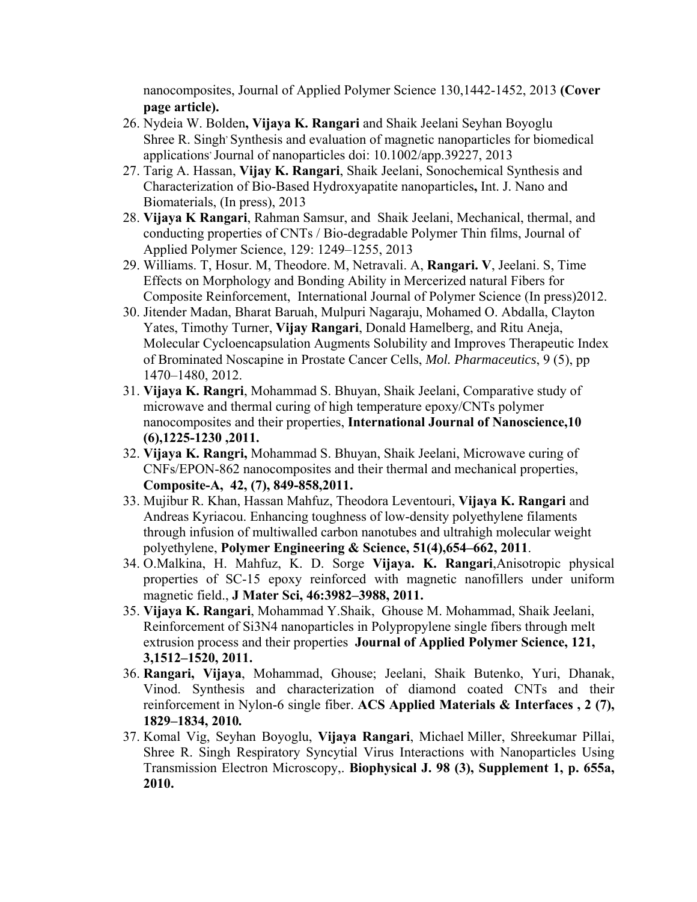nanocomposites, Journal of Applied Polymer Science 130,1442-1452, 2013 **(Cover page article).**

26. Nydeia W. Bolden**, Vijaya K. Rangari** and Shaik Jeelani Seyhan Boyoglu Shree R. Singh, Synthesis and evaluation of magnetic nanoparticles for biomedical applications, Journal of nanoparticles doi: 10.1002/app.39227, 2013
27. Tarig A. Hassan, **Vijay K. Rangari**, Shaik Jeelani, Sonochemical Synthesis and Characterization of Bio-Based Hydroxyapatite nanoparticles**,** Int. J. Nano and Biomaterials, (In press), 2013
28. **Vijaya K Rangari**, Rahman Samsur, and Shaik Jeelani, Mechanical, thermal, and conducting properties of CNTs / Bio-degradable Polymer Thin films, Journal of Applied Polymer Science, 129: 1249–1255, 2013
29. Williams. T, Hosur. M, Theodore. M, Netravali. A, **Rangari. V**, Jeelani. S, Time Effects on Morphology and Bonding Ability in Mercerized natural Fibers for Composite Reinforcement, International Journal of Polymer Science (In press)2012.
30. Jitender Madan, Bharat Baruah, Mulpuri Nagaraju, Mohamed O. Abdalla, Clayton Yates, Timothy Turner, **Vijay Rangari**, Donald Hamelberg, and Ritu Aneja, Molecular Cycloencapsulation Augments Solubility and Improves Therapeutic Index of Brominated Noscapine in Prostate Cancer Cells, *Mol. Pharmaceutics*, 9 (5), pp 1470–1480, 2012.
31. **Vijaya K. Rangri**, Mohammad S. Bhuyan, Shaik Jeelani, Comparative study of microwave and thermal curing of high temperature epoxy/CNTs polymer nanocomposites and their properties, **International Journal of Nanoscience,10 (6),1225-1230 ,2011.**
32. **Vijaya K. Rangri,** Mohammad S. Bhuyan, Shaik Jeelani, Microwave curing of CNFs/EPON-862 nanocomposites and their thermal and mechanical properties, **Composite-A, 42, (7), 849-858,2011.**
33. Mujibur R. Khan, Hassan Mahfuz, Theodora Leventouri, **Vijaya K. Rangari** and Andreas Kyriacou. Enhancing toughness of low-density polyethylene filaments through infusion of multiwalled carbon nanotubes and ultrahigh molecular weight polyethylene, **Polymer Engineering & Science, 51(4),654–662, 2011**.
34. O.Malkina, H. Mahfuz, K. D. Sorge **Vijaya. K. Rangari**,Anisotropic physical properties of SC-15 epoxy reinforced with magnetic nanofillers under uniform magnetic field., **J Mater Sci, 46:3982–3988, 2011.**
35. **Vijaya K. Rangari**, Mohammad Y.Shaik, Ghouse M. Mohammad, Shaik Jeelani, Reinforcement of Si3N4 nanoparticles in Polypropylene single fibers through melt extrusion process and their properties **Journal of Applied Polymer Science, 121, 3,1512–1520, 2011.**
36. **Rangari, Vijaya**, Mohammad, Ghouse; Jeelani, Shaik Butenko, Yuri, Dhanak, Vinod. Synthesis and characterization of diamond coated CNTs and their reinforcement in Nylon-6 single fiber. **ACS Applied Materials & Interfaces , 2 (7), 1829–1834, 2010.**
37. Komal Vig, Seyhan Boyoglu, **Vijaya Rangari**, Michael Miller, Shreekumar Pillai, Shree R. Singh Respiratory Syncytial Virus Interactions with Nanoparticles Using Transmission Electron Microscopy,. **Biophysical J. 98 (3), Supplement 1, p. 655a, 2010.**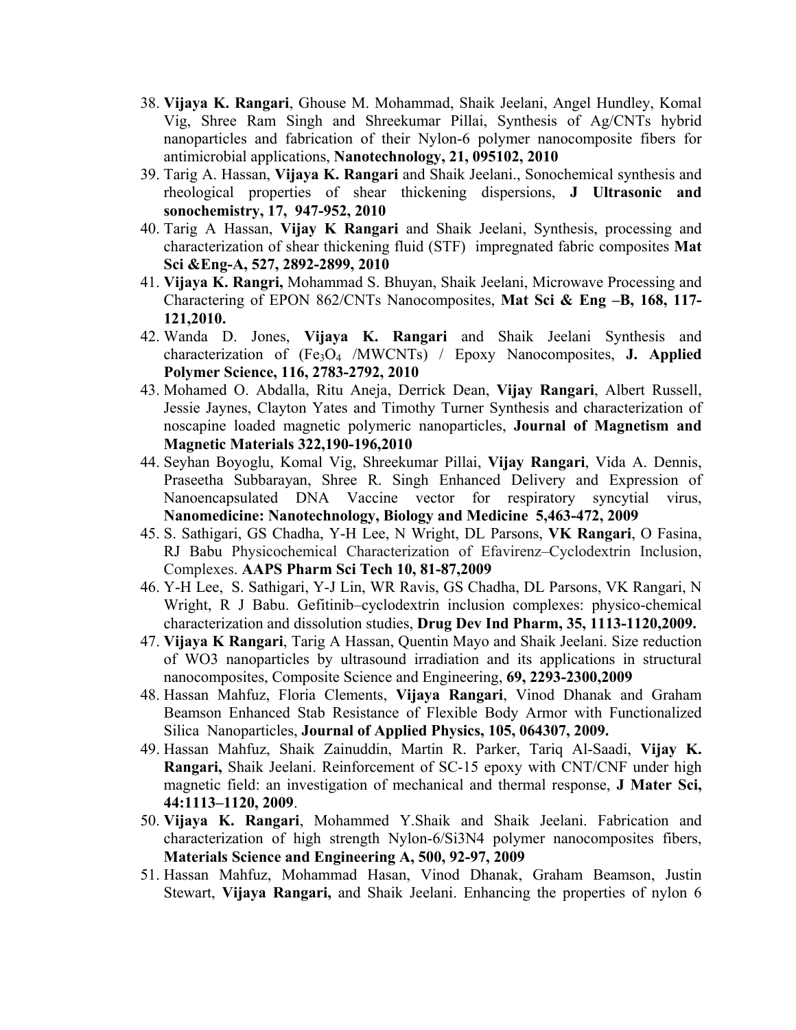38. **Vijaya K. Rangari**, Ghouse M. Mohammad, Shaik Jeelani, Angel Hundley, Komal Vig, Shree Ram Singh and Shreekumar Pillai, Synthesis of Ag/CNTs hybrid nanoparticles and fabrication of their Nylon-6 polymer nanocomposite fibers for antimicrobial applications, **Nanotechnology, 21, 095102, 2010**
39. Tarig A. Hassan, **Vijaya K. Rangari** and Shaik Jeelani., Sonochemical synthesis and rheological properties of shear thickening dispersions, **J Ultrasonic and sonochemistry, 17, 947-952, 2010**
40. Tarig A Hassan, **Vijay K Rangari** and Shaik Jeelani, Synthesis, processing and characterization of shear thickening fluid (STF) impregnated fabric composites **Mat Sci &Eng-A, 527, 2892-2899, 2010**
41. **Vijaya K. Rangri,** Mohammad S. Bhuyan, Shaik Jeelani, Microwave Processing and Charactering of EPON 862/CNTs Nanocomposites, **Mat Sci & Eng –B, 168, 117-121,2010.**
42. Wanda D. Jones, **Vijaya K. Rangari** and Shaik Jeelani Synthesis and characterization of ($Fe_3O_4$ /MWCNTs) / Epoxy Nanocomposites, **J. Applied Polymer Science, 116, 2783-2792, 2010**
43. Mohamed O. Abdalla, Ritu Aneja, Derrick Dean, **Vijay Rangari**, Albert Russell, Jessie Jaynes, Clayton Yates and Timothy Turner Synthesis and characterization of noscapine loaded magnetic polymeric nanoparticles, **Journal of Magnetism and Magnetic Materials 322,190-196,2010**
44. Seyhan Boyoglu, Komal Vig, Shreekumar Pillai, **Vijay Rangari**, Vida A. Dennis, Praseetha Subbarayan, Shree R. Singh Enhanced Delivery and Expression of Nanoencapsulated DNA Vaccine vector for respiratory syncytial virus, **Nanomedicine: Nanotechnology, Biology and Medicine 5,463-472, 2009**
45. S. Sathigari, GS Chadha, Y-H Lee, N Wright, DL Parsons, **VK Rangari**, O Fasina, RJ Babu Physicochemical Characterization of Efavirenz–Cyclodextrin Inclusion, Complexes. **AAPS Pharm Sci Tech 10, 81-87,2009**
46. Y-H Lee, S. Sathigari, Y-J Lin, WR Ravis, GS Chadha, DL Parsons, VK Rangari, N Wright, R J Babu. Gefitinib–cyclodextrin inclusion complexes: physico-chemical characterization and dissolution studies, **Drug Dev Ind Pharm, 35, 1113-1120,2009.**
47. **Vijaya K Rangari**, Tarig A Hassan, Quentin Mayo and Shaik Jeelani. Size reduction of WO3 nanoparticles by ultrasound irradiation and its applications in structural nanocomposites, Composite Science and Engineering, **69, 2293-2300,2009**
48. Hassan Mahfuz, Floria Clements, **Vijaya Rangari**, Vinod Dhanak and Graham Beamson Enhanced Stab Resistance of Flexible Body Armor with Functionalized Silica Nanoparticles, **Journal of Applied Physics, 105, 064307, 2009.**
49. Hassan Mahfuz, Shaik Zainuddin, Martin R. Parker, Tariq Al-Saadi, **Vijay K. Rangari,** Shaik Jeelani. Reinforcement of SC-15 epoxy with CNT/CNF under high magnetic field: an investigation of mechanical and thermal response, **J Mater Sci, 44:1113–1120, 2009**.
50. **Vijaya K. Rangari**, Mohammed Y.Shaik and Shaik Jeelani. Fabrication and characterization of high strength Nylon-6/Si3N4 polymer nanocomposites fibers, **Materials Science and Engineering A, 500, 92-97, 2009**
51. Hassan Mahfuz, Mohammad Hasan, Vinod Dhanak, Graham Beamson, Justin Stewart, **Vijaya Rangari,** and Shaik Jeelani. Enhancing the properties of nylon 6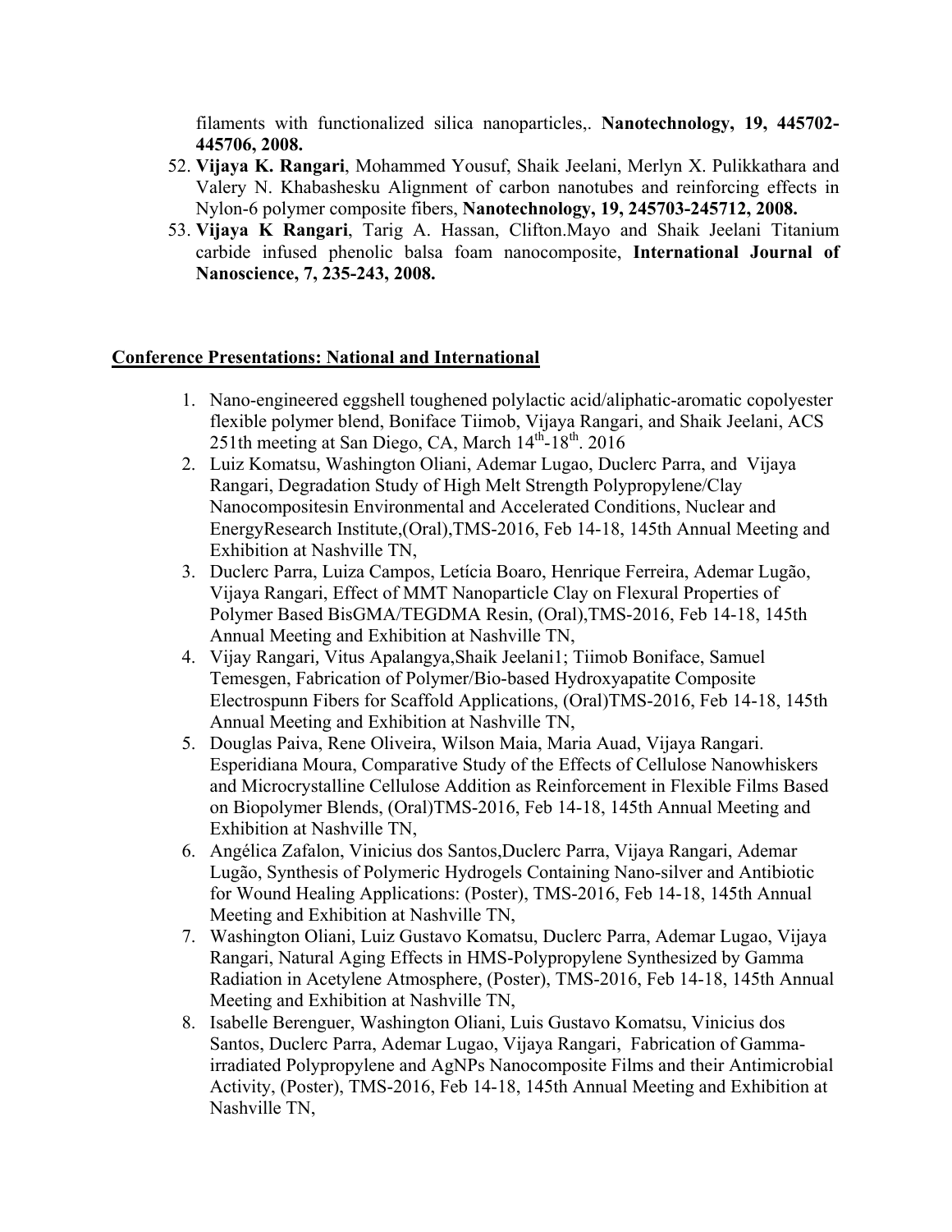filaments with functionalized silica nanoparticles,. **Nanotechnology, 19, 445702-445706, 2008.**

52. **Vijaya K. Rangari**, Mohammed Yousuf, Shaik Jeelani, Merlyn X. Pulikkathara and Valery N. Khabashesku Alignment of carbon nanotubes and reinforcing effects in Nylon-6 polymer composite fibers, **Nanotechnology, 19, 245703-245712, 2008.**
53. **Vijaya K Rangari**, Tarig A. Hassan, Clifton.Mayo and Shaik Jeelani Titanium carbide infused phenolic balsa foam nanocomposite, **International Journal of Nanoscience, 7, 235-243, 2008.**

## Conference Presentations: National and International

1. Nano-engineered eggshell toughened polylactic acid/aliphatic-aromatic copolyester flexible polymer blend, Boniface Tiimob, Vijaya Rangari, and Shaik Jeelani, ACS 251th meeting at San Diego, CA, March 14th-18th. 2016
2. Luiz Komatsu, Washington Oliani, Ademar Lugao, Duclerc Parra, and Vijaya Rangari, Degradation Study of High Melt Strength Polypropylene/Clay Nanocompositesin Environmental and Accelerated Conditions, Nuclear and EnergyResearch Institute,(Oral),TMS-2016, Feb 14-18, 145th Annual Meeting and Exhibition at Nashville TN,
3. Duclerc Parra, Luiza Campos, Letícia Boaro, Henrique Ferreira, Ademar Lugão, Vijaya Rangari, Effect of MMT Nanoparticle Clay on Flexural Properties of Polymer Based BisGMA/TEGDMA Resin, (Oral),TMS-2016, Feb 14-18, 145th Annual Meeting and Exhibition at Nashville TN,
4. Vijay Rangari, Vitus Apalangya,Shaik Jeelani1; Tiimob Boniface, Samuel Temesgen, Fabrication of Polymer/Bio-based Hydroxyapatite Composite Electrospunn Fibers for Scaffold Applications, (Oral)TMS-2016, Feb 14-18, 145th Annual Meeting and Exhibition at Nashville TN,
5. Douglas Paiva, Rene Oliveira, Wilson Maia, Maria Auad, Vijaya Rangari. Esperidiana Moura, Comparative Study of the Effects of Cellulose Nanowhiskers and Microcrystalline Cellulose Addition as Reinforcement in Flexible Films Based on Biopolymer Blends, (Oral)TMS-2016, Feb 14-18, 145th Annual Meeting and Exhibition at Nashville TN,
6. Angélica Zafalon, Vinicius dos Santos,Duclerc Parra, Vijaya Rangari, Ademar Lugão, Synthesis of Polymeric Hydrogels Containing Nano-silver and Antibiotic for Wound Healing Applications: (Poster), TMS-2016, Feb 14-18, 145th Annual Meeting and Exhibition at Nashville TN,
7. Washington Oliani, Luiz Gustavo Komatsu, Duclerc Parra, Ademar Lugao, Vijaya Rangari, Natural Aging Effects in HMS-Polypropylene Synthesized by Gamma Radiation in Acetylene Atmosphere, (Poster), TMS-2016, Feb 14-18, 145th Annual Meeting and Exhibition at Nashville TN,
8. Isabelle Berenguer, Washington Oliani, Luis Gustavo Komatsu, Vinicius dos Santos, Duclerc Parra, Ademar Lugao, Vijaya Rangari, Fabrication of Gamma-irradiated Polypropylene and AgNPs Nanocomposite Films and their Antimicrobial Activity, (Poster), TMS-2016, Feb 14-18, 145th Annual Meeting and Exhibition at Nashville TN,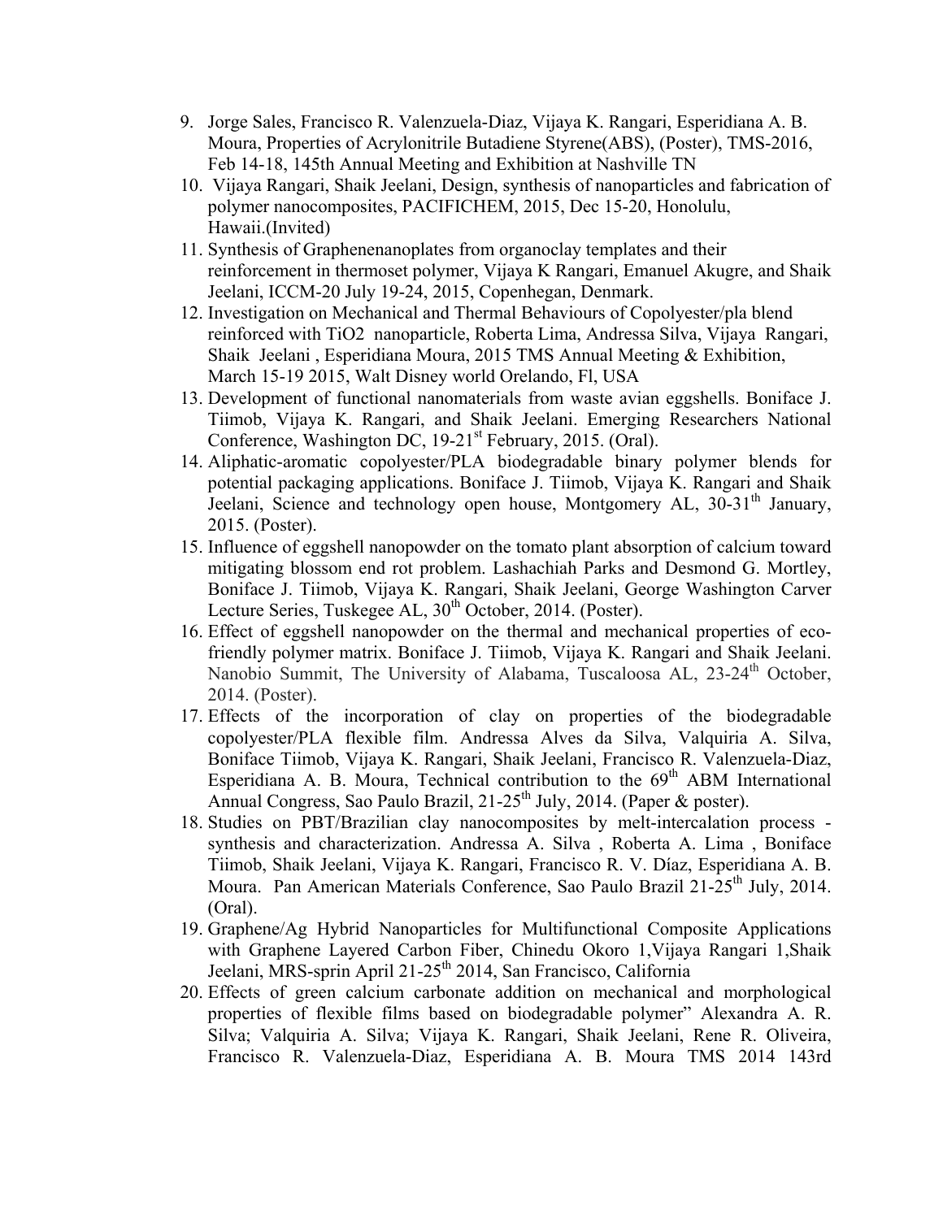9. Jorge Sales, Francisco R. Valenzuela-Diaz, Vijaya K. Rangari, Esperidiana A. B. Moura, Properties of Acrylonitrile Butadiene Styrene(ABS), (Poster), TMS-2016, Feb 14-18, 145th Annual Meeting and Exhibition at Nashville TN
10. Vijaya Rangari, Shaik Jeelani, Design, synthesis of nanoparticles and fabrication of polymer nanocomposites, PACIFICHEM, 2015, Dec 15-20, Honolulu, Hawaii.(Invited)
11. Synthesis of Graphenenanoplates from organoclay templates and their reinforcement in thermoset polymer, Vijaya K Rangari, Emanuel Akugre, and Shaik Jeelani, ICCM-20 July 19-24, 2015, Copenhegan, Denmark.
12. Investigation on Mechanical and Thermal Behaviours of Copolyester/pla blend reinforced with $TiO_2$ nanoparticle, Roberta Lima, Andressa Silva, Vijaya Rangari, Shaik Jeelani , Esperidiana Moura, 2015 TMS Annual Meeting & Exhibition, March 15-19 2015, Walt Disney world Orelando, Fl, USA
13. Development of functional nanomaterials from waste avian eggshells. Boniface J. Tiimob, Vijaya K. Rangari, and Shaik Jeelani. Emerging Researchers National Conference, Washington DC, 19-21st February, 2015. (Oral).
14. Aliphatic-aromatic copolyester/PLA biodegradable binary polymer blends for potential packaging applications. Boniface J. Tiimob, Vijaya K. Rangari and Shaik Jeelani, Science and technology open house, Montgomery AL, 30-31th January, 2015. (Poster).
15. Influence of eggshell nanopowder on the tomato plant absorption of calcium toward mitigating blossom end rot problem. Lashachiah Parks and Desmond G. Mortley, Boniface J. Tiimob, Vijaya K. Rangari, Shaik Jeelani, George Washington Carver Lecture Series, Tuskegee AL, 30th October, 2014. (Poster).
16. Effect of eggshell nanopowder on the thermal and mechanical properties of eco-friendly polymer matrix. Boniface J. Tiimob, Vijaya K. Rangari and Shaik Jeelani. Nanobio Summit, The University of Alabama, Tuscaloosa AL, 23-24th October, 2014. (Poster).
17. Effects of the incorporation of clay on properties of the biodegradable copolyester/PLA flexible film. Andressa Alves da Silva, Valquiria A. Silva, Boniface Tiimob, Vijaya K. Rangari, Shaik Jeelani, Francisco R. Valenzuela-Diaz, Esperidiana A. B. Moura, Technical contribution to the 69th ABM International Annual Congress, Sao Paulo Brazil, 21-25th July, 2014. (Paper & poster).
18. Studies on PBT/Brazilian clay nanocomposites by melt-intercalation process - synthesis and characterization. Andressa A. Silva , Roberta A. Lima , Boniface Tiimob, Shaik Jeelani, Vijaya K. Rangari, Francisco R. V. Díaz, Esperidiana A. B. Moura. Pan American Materials Conference, Sao Paulo Brazil 21-25th July, 2014. (Oral).
19. Graphene/Ag Hybrid Nanoparticles for Multifunctional Composite Applications with Graphene Layered Carbon Fiber, Chinedu Okoro 1,Vijaya Rangari 1,Shaik Jeelani, MRS-sprin April 21-25th 2014, San Francisco, California
20. Effects of green calcium carbonate addition on mechanical and morphological properties of flexible films based on biodegradable polymer" Alexandra A. R. Silva; Valquiria A. Silva; Vijaya K. Rangari, Shaik Jeelani, Rene R. Oliveira, Francisco R. Valenzuela-Diaz, Esperidiana A. B. Moura TMS 2014 143rd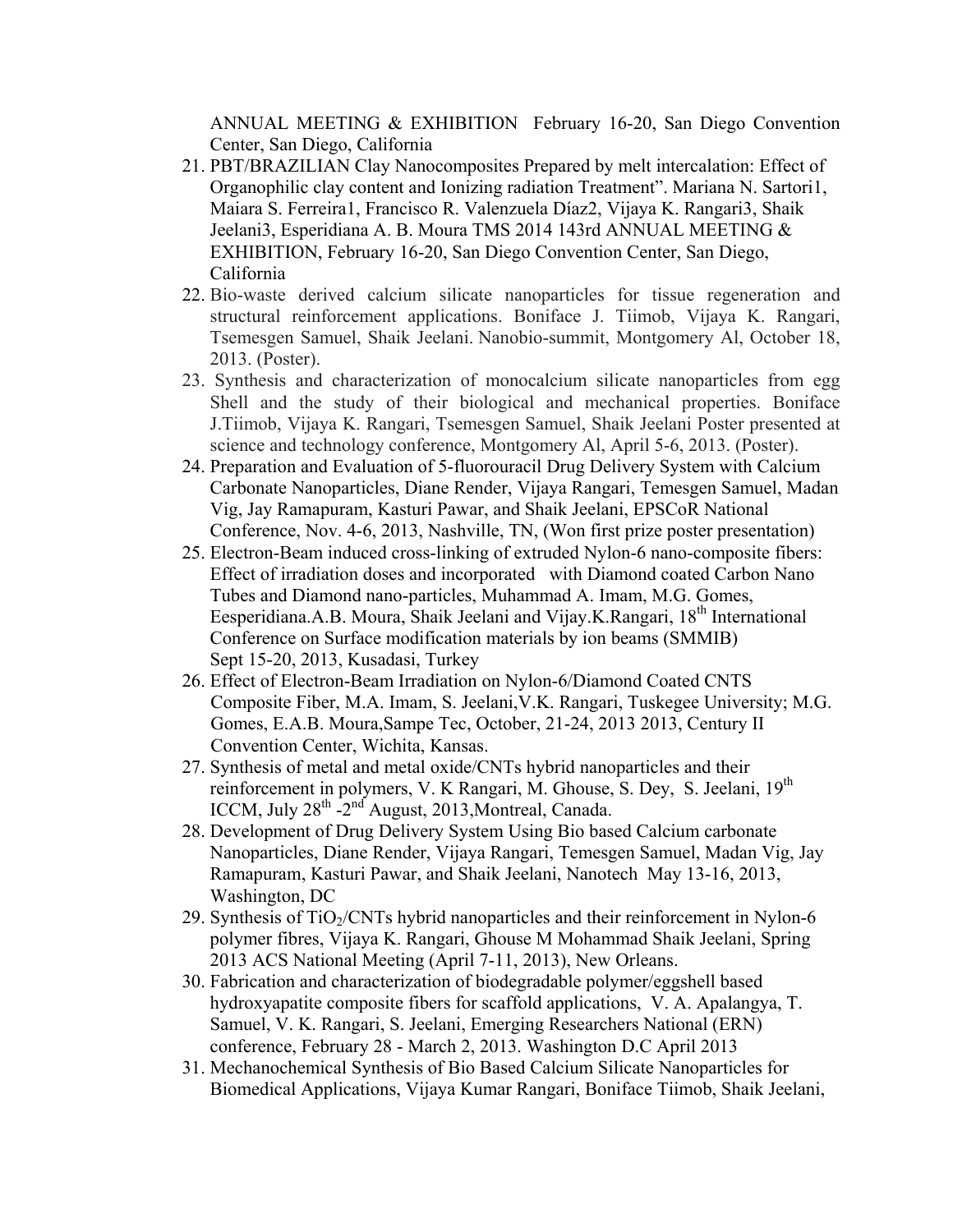ANNUAL MEETING & EXHIBITION February 16-20, San Diego Convention Center, San Diego, California

21. PBT/BRAZILIAN Clay Nanocomposites Prepared by melt intercalation: Effect of Organophilic clay content and Ionizing radiation Treatment". Mariana N. Sartori1, Maiara S. Ferreira1, Francisco R. Valenzuela Díaz2, Vijaya K. Rangari3, Shaik Jeelani3, Esperidiana A. B. Moura TMS 2014 143rd ANNUAL MEETING & EXHIBITION, February 16-20, San Diego Convention Center, San Diego, California
22. Bio-waste derived calcium silicate nanoparticles for tissue regeneration and structural reinforcement applications. Boniface J. Tiimob, Vijaya K. Rangari, Tsemesgen Samuel, Shaik Jeelani. Nanobio-summit, Montgomery Al, October 18, 2013. (Poster).
23. Synthesis and characterization of monocalcium silicate nanoparticles from egg Shell and the study of their biological and mechanical properties. Boniface J.Tiimob, Vijaya K. Rangari, Tsemesgen Samuel, Shaik Jeelani Poster presented at science and technology conference, Montgomery Al, April 5-6, 2013. (Poster).
24. Preparation and Evaluation of 5-fluorouracil Drug Delivery System with Calcium Carbonate Nanoparticles, Diane Render, Vijaya Rangari, Temesgen Samuel, Madan Vig, Jay Ramapuram, Kasturi Pawar, and Shaik Jeelani, EPSCoR National Conference, Nov. 4-6, 2013, Nashville, TN, (Won first prize poster presentation)
25. Electron-Beam induced cross-linking of extruded Nylon-6 nano-composite fibers: Effect of irradiation doses and incorporated with Diamond coated Carbon Nano Tubes and Diamond nano-particles, Muhammad A. Imam, M.G. Gomes, Eesperidiana.A.B. Moura, Shaik Jeelani and Vijay.K.Rangari, 18th International Conference on Surface modification materials by ion beams (SMMIB) Sept 15-20, 2013, Kusadasi, Turkey
26. Effect of Electron-Beam Irradiation on Nylon-6/Diamond Coated CNTS Composite Fiber, M.A. Imam, S. Jeelani,V.K. Rangari, Tuskegee University; M.G. Gomes, E.A.B. Moura,Sampe Tec, October, 21-24, 2013 2013, Century II Convention Center, Wichita, Kansas.
27. Synthesis of metal and metal oxide/CNTs hybrid nanoparticles and their reinforcement in polymers, V. K Rangari, M. Ghouse, S. Dey, S. Jeelani, 19th ICCM, July 28th -2nd August, 2013,Montreal, Canada.
28. Development of Drug Delivery System Using Bio based Calcium carbonate Nanoparticles, Diane Render, Vijaya Rangari, Temesgen Samuel, Madan Vig, Jay Ramapuram, Kasturi Pawar, and Shaik Jeelani, Nanotech May 13-16, 2013, Washington, DC
29. Synthesis of $TiO_2$/CNTs hybrid nanoparticles and their reinforcement in Nylon-6 polymer fibres, Vijaya K. Rangari, Ghouse M Mohammad Shaik Jeelani, Spring 2013 ACS National Meeting (April 7-11, 2013), New Orleans.
30. Fabrication and characterization of biodegradable polymer/eggshell based hydroxyapatite composite fibers for scaffold applications, V. A. Apalangya, T. Samuel, V. K. Rangari, S. Jeelani, Emerging Researchers National (ERN) conference, February 28 - March 2, 2013. Washington D.C April 2013
31. Mechanochemical Synthesis of Bio Based Calcium Silicate Nanoparticles for Biomedical Applications, Vijaya Kumar Rangari, Boniface Tiimob, Shaik Jeelani,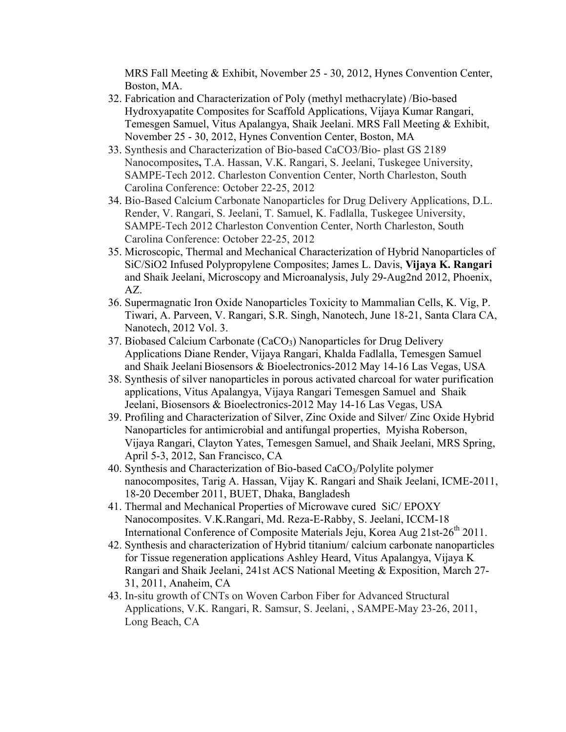MRS Fall Meeting & Exhibit, November 25 - 30, 2012, Hynes Convention Center, Boston, MA.

32. Fabrication and Characterization of Poly (methyl methacrylate) /Bio-based Hydroxyapatite Composites for Scaffold Applications, Vijaya Kumar Rangari, Temesgen Samuel, Vitus Apalangya, Shaik Jeelani. MRS Fall Meeting & Exhibit, November 25 - 30, 2012, Hynes Convention Center, Boston, MA
33. Synthesis and Characterization of Bio-based CaCO3/Bio- plast GS 2189 Nanocomposites**,** T.A. Hassan, V.K. Rangari, S. Jeelani, Tuskegee University, SAMPE-Tech 2012. Charleston Convention Center, North Charleston, South Carolina Conference: October 22-25, 2012
34. Bio-Based Calcium Carbonate Nanoparticles for Drug Delivery Applications, D.L. Render, V. Rangari, S. Jeelani, T. Samuel, K. Fadlalla, Tuskegee University, SAMPE-Tech 2012 Charleston Convention Center, North Charleston, South Carolina Conference: October 22-25, 2012
35. Microscopic, Thermal and Mechanical Characterization of Hybrid Nanoparticles of SiC/SiO2 Infused Polypropylene Composites; James L. Davis, **Vijaya K. Rangari** and Shaik Jeelani, Microscopy and Microanalysis, July 29-Aug2nd 2012, Phoenix, AZ.
36. Supermagnatic Iron Oxide Nanoparticles Toxicity to Mammalian Cells, K. Vig, P. Tiwari, A. Parveen, V. Rangari, S.R. Singh, Nanotech, June 18-21, Santa Clara CA, Nanotech, 2012 Vol. 3.
37. Biobased Calcium Carbonate ($CaCO_3$) Nanoparticles for Drug Delivery Applications Diane Render, Vijaya Rangari, Khalda Fadlalla, Temesgen Samuel and Shaik Jeelani Biosensors & Bioelectronics-2012 May 14-16 Las Vegas, USA
38. Synthesis of silver nanoparticles in porous activated charcoal for water purification applications, Vitus Apalangya, Vijaya Rangari Temesgen Samuel and Shaik Jeelani, Biosensors & Bioelectronics-2012 May 14-16 Las Vegas, USA
39. Profiling and Characterization of Silver, Zinc Oxide and Silver/ Zinc Oxide Hybrid Nanoparticles for antimicrobial and antifungal properties, Myisha Roberson, Vijaya Rangari, Clayton Yates, Temesgen Samuel, and Shaik Jeelani, MRS Spring, April 5-3, 2012, San Francisco, CA
40. Synthesis and Characterization of Bio-based $CaCO_3$/Polylite polymer nanocomposites, Tarig A. Hassan, Vijay K. Rangari and Shaik Jeelani, ICME-2011, 18-20 December 2011, BUET, Dhaka, Bangladesh
41. Thermal and Mechanical Properties of Microwave cured SiC/ EPOXY Nanocomposites. V.K.Rangari, Md. Reza-E-Rabby, S. Jeelani, ICCM-18 International Conference of Composite Materials Jeju, Korea Aug 21st-26th 2011.
42. Synthesis and characterization of Hybrid titanium/ calcium carbonate nanoparticles for Tissue regeneration applications Ashley Heard, Vitus Apalangya, Vijaya K Rangari and Shaik Jeelani, 241st ACS National Meeting & Exposition, March 27-31, 2011, Anaheim, CA
43. In-situ growth of CNTs on Woven Carbon Fiber for Advanced Structural Applications, V.K. Rangari, R. Samsur, S. Jeelani, , SAMPE-May 23-26, 2011, Long Beach, CA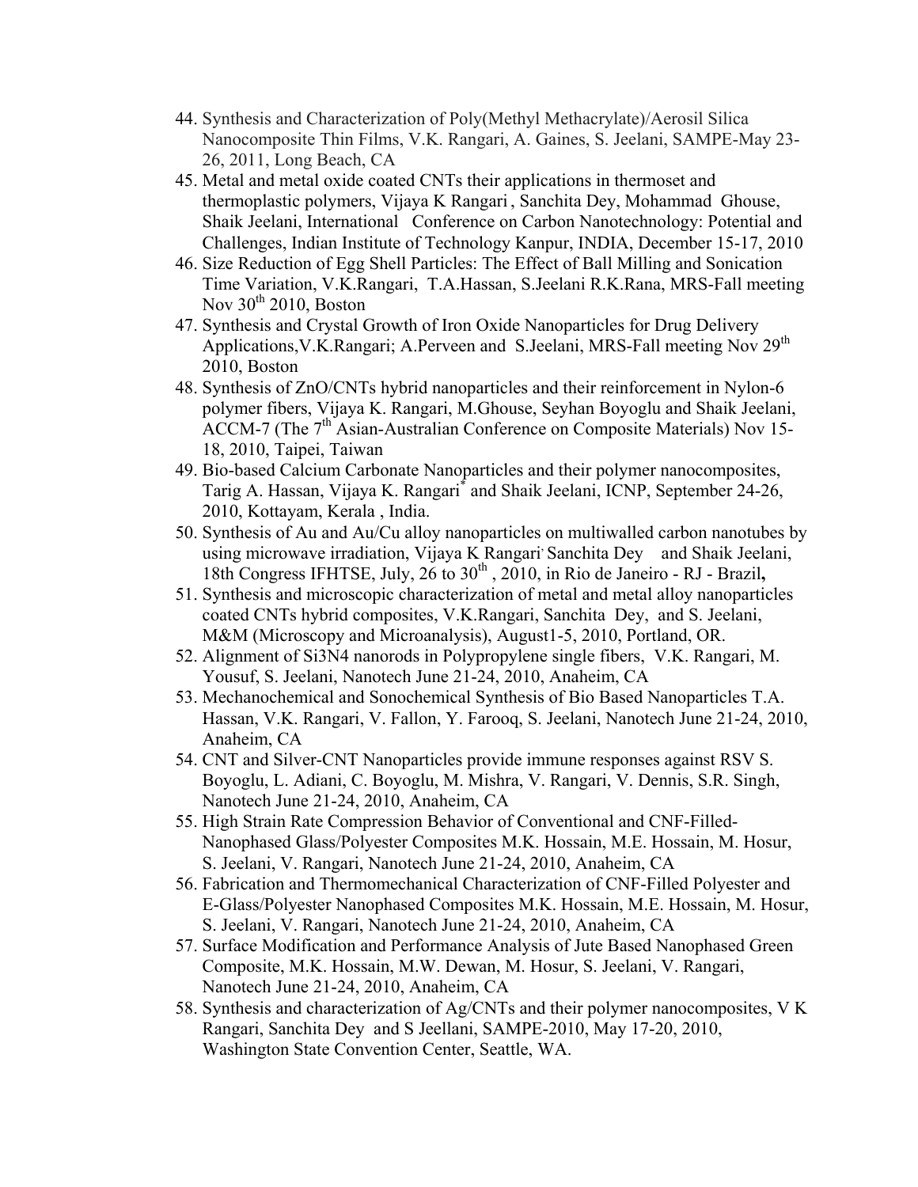44. Synthesis and Characterization of Poly(Methyl Methacrylate)/Aerosil Silica Nanocomposite Thin Films, V.K. Rangari, A. Gaines, S. Jeelani, SAMPE-May 23-26, 2011, Long Beach, CA
45. Metal and metal oxide coated CNTs their applications in thermoset and thermoplastic polymers, Vijaya K Rangari , Sanchita Dey, Mohammad Ghouse, Shaik Jeelani, International Conference on Carbon Nanotechnology: Potential and Challenges, Indian Institute of Technology Kanpur, INDIA, December 15-17, 2010
46. Size Reduction of Egg Shell Particles: The Effect of Ball Milling and Sonication Time Variation, V.K.Rangari, T.A.Hassan, S.Jeelani R.K.Rana, MRS-Fall meeting Nov 30th 2010, Boston
47. Synthesis and Crystal Growth of Iron Oxide Nanoparticles for Drug Delivery Applications,V.K.Rangari; A.Perveen and S.Jeelani, MRS-Fall meeting Nov 29th 2010, Boston
48. Synthesis of ZnO/CNTs hybrid nanoparticles and their reinforcement in Nylon-6 polymer fibers, Vijaya K. Rangari, M.Ghouse, Seyhan Boyoglu and Shaik Jeelani, ACCM-7 (The 7th Asian-Australian Conference on Composite Materials) Nov 15-18, 2010, Taipei, Taiwan
49. Bio-based Calcium Carbonate Nanoparticles and their polymer nanocomposites, Tarig A. Hassan, Vijaya K. Rangari* and Shaik Jeelani, ICNP, September 24-26, 2010, Kottayam, Kerala , India.
50. Synthesis of Au and Au/Cu alloy nanoparticles on multiwalled carbon nanotubes by using microwave irradiation, Vijaya K Rangari, Sanchita Dey and Shaik Jeelani, 18th Congress IFHTSE, July, 26 to 30th , 2010, in Rio de Janeiro - RJ - Brazil**,**
51. Synthesis and microscopic characterization of metal and metal alloy nanoparticles coated CNTs hybrid composites, V.K.Rangari, Sanchita Dey, and S. Jeelani, M&M (Microscopy and Microanalysis), August1-5, 2010, Portland, OR.
52. Alignment of Si3N4 nanorods in Polypropylene single fibers, V.K. Rangari, M. Yousuf, S. Jeelani, Nanotech June 21-24, 2010, Anaheim, CA
53. Mechanochemical and Sonochemical Synthesis of Bio Based Nanoparticles T.A. Hassan, V.K. Rangari, V. Fallon, Y. Farooq, S. Jeelani, Nanotech June 21-24, 2010, Anaheim, CA
54. CNT and Silver-CNT Nanoparticles provide immune responses against RSV S. Boyoglu, L. Adiani, C. Boyoglu, M. Mishra, V. Rangari, V. Dennis, S.R. Singh, Nanotech June 21-24, 2010, Anaheim, CA
55. High Strain Rate Compression Behavior of Conventional and CNF-Filled-Nanophased Glass/Polyester Composites M.K. Hossain, M.E. Hossain, M. Hosur, S. Jeelani, V. Rangari, Nanotech June 21-24, 2010, Anaheim, CA
56. Fabrication and Thermomechanical Characterization of CNF-Filled Polyester and E-Glass/Polyester Nanophased Composites M.K. Hossain, M.E. Hossain, M. Hosur, S. Jeelani, V. Rangari, Nanotech June 21-24, 2010, Anaheim, CA
57. Surface Modification and Performance Analysis of Jute Based Nanophased Green Composite, M.K. Hossain, M.W. Dewan, M. Hosur, S. Jeelani, V. Rangari, Nanotech June 21-24, 2010, Anaheim, CA
58. Synthesis and characterization of Ag/CNTs and their polymer nanocomposites, V K Rangari, Sanchita Dey and S Jeellani, SAMPE-2010, May 17-20, 2010, Washington State Convention Center, Seattle, WA.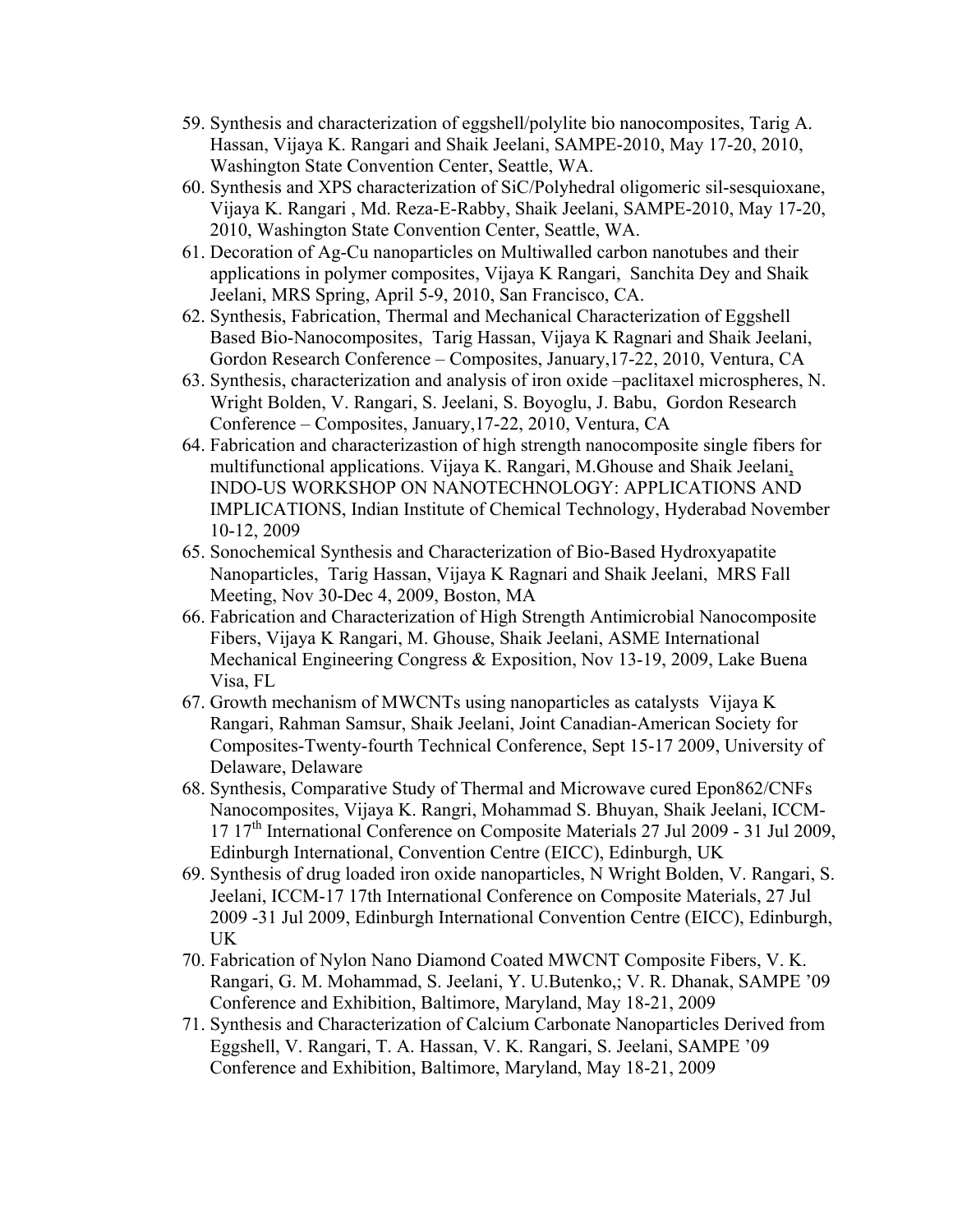59. Synthesis and characterization of eggshell/polylite bio nanocomposites, Tarig A. Hassan, Vijaya K. Rangari and Shaik Jeelani, SAMPE-2010, May 17-20, 2010, Washington State Convention Center, Seattle, WA.
60. Synthesis and XPS characterization of SiC/Polyhedral oligomeric sil-sesquioxane, Vijaya K. Rangari , Md. Reza-E-Rabby, Shaik Jeelani, SAMPE-2010, May 17-20, 2010, Washington State Convention Center, Seattle, WA.
61. Decoration of Ag-Cu nanoparticles on Multiwalled carbon nanotubes and their applications in polymer composites, Vijaya K Rangari, Sanchita Dey and Shaik Jeelani, MRS Spring, April 5-9, 2010, San Francisco, CA.
62. Synthesis, Fabrication, Thermal and Mechanical Characterization of Eggshell Based Bio-Nanocomposites, Tarig Hassan, Vijaya K Ragnari and Shaik Jeelani, Gordon Research Conference – Composites, January,17-22, 2010, Ventura, CA
63. Synthesis, characterization and analysis of iron oxide –paclitaxel microspheres, N. Wright Bolden, V. Rangari, S. Jeelani, S. Boyoglu, J. Babu, Gordon Research Conference – Composites, January,17-22, 2010, Ventura, CA
64. Fabrication and characterizastion of high strength nanocomposite single fibers for multifunctional applications. Vijaya K. Rangari, M.Ghouse and Shaik Jeelani, INDO-US WORKSHOP ON NANOTECHNOLOGY: APPLICATIONS AND IMPLICATIONS, Indian Institute of Chemical Technology, Hyderabad November 10-12, 2009
65. Sonochemical Synthesis and Characterization of Bio-Based Hydroxyapatite Nanoparticles, Tarig Hassan, Vijaya K Ragnari and Shaik Jeelani, MRS Fall Meeting, Nov 30-Dec 4, 2009, Boston, MA
66. Fabrication and Characterization of High Strength Antimicrobial Nanocomposite Fibers, Vijaya K Rangari, M. Ghouse, Shaik Jeelani, ASME International Mechanical Engineering Congress & Exposition, Nov 13-19, 2009, Lake Buena Visa, FL
67. Growth mechanism of MWCNTs using nanoparticles as catalysts Vijaya K Rangari, Rahman Samsur, Shaik Jeelani, Joint Canadian-American Society for Composites-Twenty-fourth Technical Conference, Sept 15-17 2009, University of Delaware, Delaware
68. Synthesis, Comparative Study of Thermal and Microwave cured Epon862/CNFs Nanocomposites, Vijaya K. Rangri, Mohammad S. Bhuyan, Shaik Jeelani, ICCM-17 17th International Conference on Composite Materials 27 Jul 2009 - 31 Jul 2009, Edinburgh International, Convention Centre (EICC), Edinburgh, UK
69. Synthesis of drug loaded iron oxide nanoparticles, N Wright Bolden, V. Rangari, S. Jeelani, ICCM-17 17th International Conference on Composite Materials, 27 Jul 2009 -31 Jul 2009, Edinburgh International Convention Centre (EICC), Edinburgh, UK
70. Fabrication of Nylon Nano Diamond Coated MWCNT Composite Fibers, V. K. Rangari, G. M. Mohammad, S. Jeelani, Y. U.Butenko,; V. R. Dhanak, SAMPE '09 Conference and Exhibition, Baltimore, Maryland, May 18-21, 2009
71. Synthesis and Characterization of Calcium Carbonate Nanoparticles Derived from Eggshell, V. Rangari, T. A. Hassan, V. K. Rangari, S. Jeelani, SAMPE '09 Conference and Exhibition, Baltimore, Maryland, May 18-21, 2009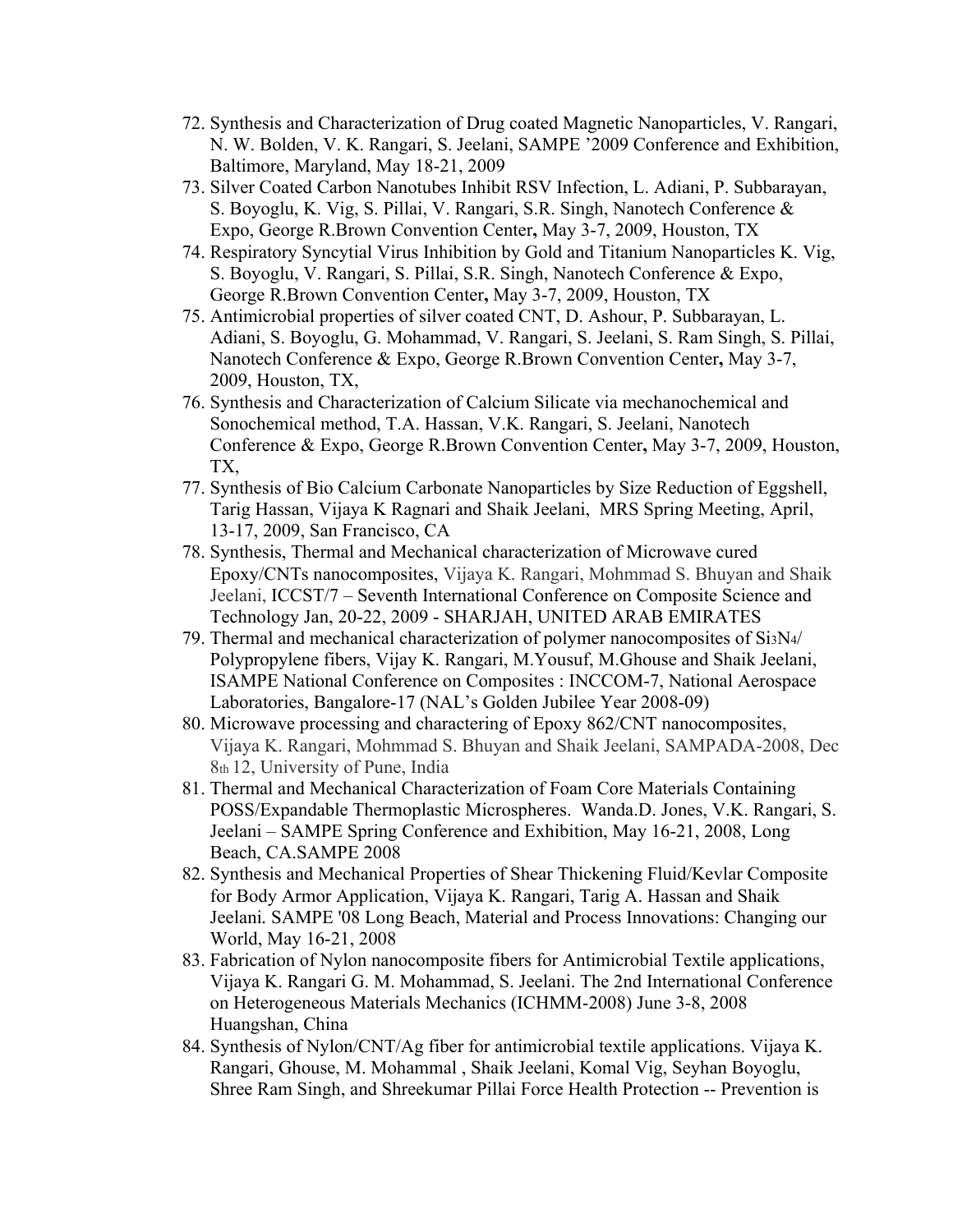72. Synthesis and Characterization of Drug coated Magnetic Nanoparticles, V. Rangari, N. W. Bolden, V. K. Rangari, S. Jeelani, SAMPE '2009 Conference and Exhibition, Baltimore, Maryland, May 18-21, 2009
73. Silver Coated Carbon Nanotubes Inhibit RSV Infection, L. Adiani, P. Subbarayan, S. Boyoglu, K. Vig, S. Pillai, V. Rangari, S.R. Singh, Nanotech Conference & Expo, George R.Brown Convention Center**,** May 3-7, 2009, Houston, TX
74. Respiratory Syncytial Virus Inhibition by Gold and Titanium Nanoparticles K. Vig, S. Boyoglu, V. Rangari, S. Pillai, S.R. Singh, Nanotech Conference & Expo, George R.Brown Convention Center**,** May 3-7, 2009, Houston, TX
75. Antimicrobial properties of silver coated CNT, D. Ashour, P. Subbarayan, L. Adiani, S. Boyoglu, G. Mohammad, V. Rangari, S. Jeelani, S. Ram Singh, S. Pillai, Nanotech Conference & Expo, George R.Brown Convention Center**,** May 3-7, 2009, Houston, TX,
76. Synthesis and Characterization of Calcium Silicate via mechanochemical and Sonochemical method, T.A. Hassan, V.K. Rangari, S. Jeelani, Nanotech Conference & Expo, George R.Brown Convention Center**,** May 3-7, 2009, Houston, TX,
77. Synthesis of Bio Calcium Carbonate Nanoparticles by Size Reduction of Eggshell, Tarig Hassan, Vijaya K Ragnari and Shaik Jeelani, MRS Spring Meeting, April, 13-17, 2009, San Francisco, CA
78. Synthesis, Thermal and Mechanical characterization of Microwave cured Epoxy/CNTs nanocomposites, Vijaya K. Rangari, Mohmmad S. Bhuyan and Shaik Jeelani, ICCST/7 – Seventh International Conference on Composite Science and Technology Jan, 20-22, 2009 - SHARJAH, UNITED ARAB EMIRATES
79. Thermal and mechanical characterization of polymer nanocomposites of $Si_3N_4$/ Polypropylene fibers, Vijay K. Rangari, M.Yousuf, M.Ghouse and Shaik Jeelani, ISAMPE National Conference on Composites : INCCOM-7, National Aerospace Laboratories, Bangalore-17 (NAL's Golden Jubilee Year 2008-09)
80. Microwave processing and charactering of Epoxy 862/CNT nanocomposites, Vijaya K. Rangari, Mohmmad S. Bhuyan and Shaik Jeelani, SAMPADA-2008, Dec $8^{th}$ 12, University of Pune, India
81. Thermal and Mechanical Characterization of Foam Core Materials Containing POSS/Expandable Thermoplastic Microspheres. Wanda.D. Jones, V.K. Rangari, S. Jeelani – SAMPE Spring Conference and Exhibition, May 16-21, 2008, Long Beach, CA.SAMPE 2008
82. Synthesis and Mechanical Properties of Shear Thickening Fluid/Kevlar Composite for Body Armor Application, Vijaya K. Rangari, Tarig A. Hassan and Shaik Jeelani. SAMPE '08 Long Beach, Material and Process Innovations: Changing our World, May 16-21, 2008
83. Fabrication of Nylon nanocomposite fibers for Antimicrobial Textile applications, Vijaya K. Rangari G. M. Mohammad, S. Jeelani. The 2nd International Conference on Heterogeneous Materials Mechanics (ICHMM-2008) June 3-8, 2008 Huangshan, China
84. Synthesis of Nylon/CNT/Ag fiber for antimicrobial textile applications. Vijaya K. Rangari, Ghouse, M. Mohammal , Shaik Jeelani, Komal Vig, Seyhan Boyoglu, Shree Ram Singh, and Shreekumar Pillai Force Health Protection -- Prevention is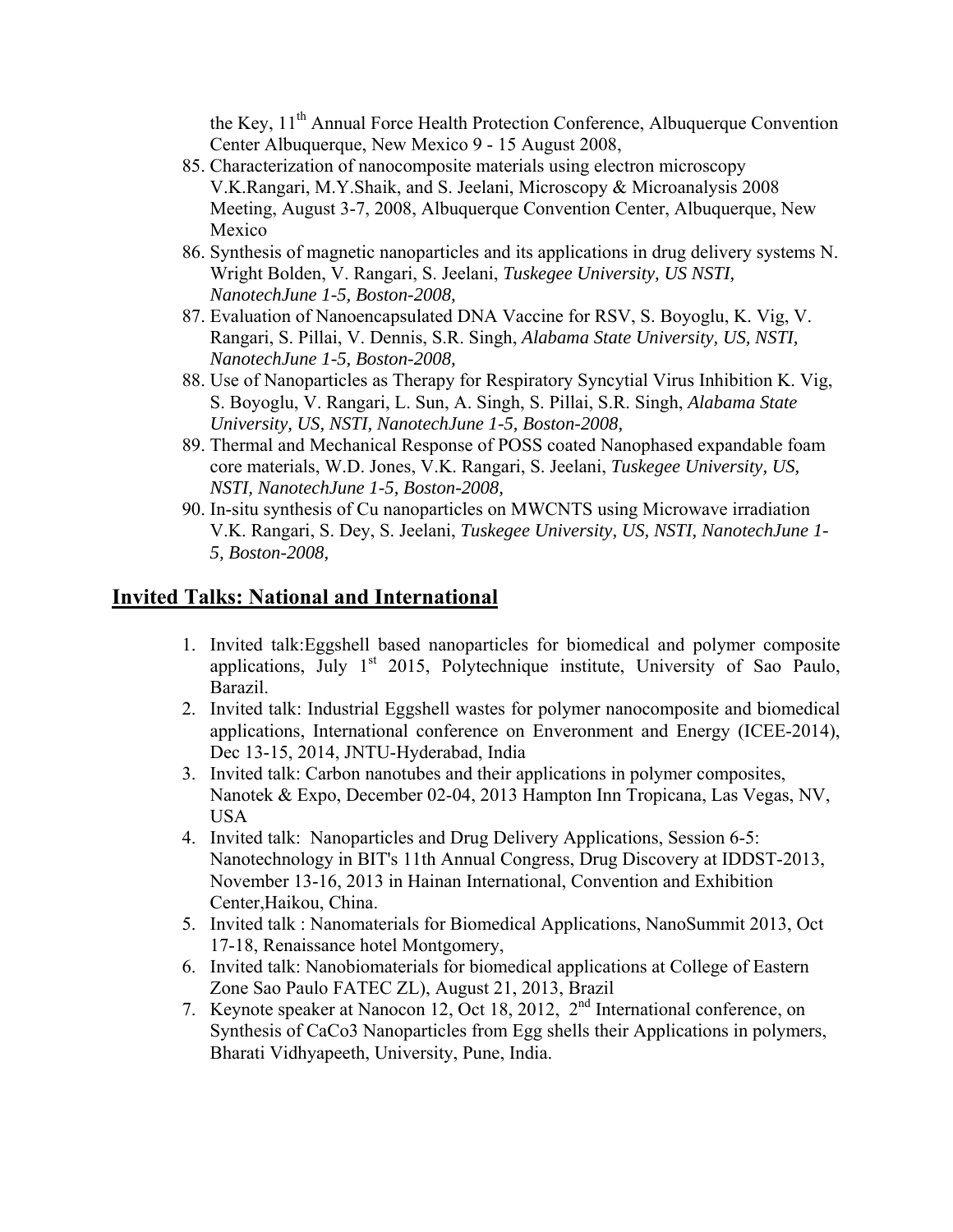the Key, 11th Annual Force Health Protection Conference, Albuquerque Convention Center Albuquerque, New Mexico 9 - 15 August 2008,

85. Characterization of nanocomposite materials using electron microscopy V.K.Rangari, M.Y.Shaik, and S. Jeelani, Microscopy & Microanalysis 2008 Meeting, August 3-7, 2008, Albuquerque Convention Center, Albuquerque, New Mexico
86. Synthesis of magnetic nanoparticles and its applications in drug delivery systems N. Wright Bolden, V. Rangari, S. Jeelani, *Tuskegee University, US NSTI, NanotechJune 1-5, Boston-2008,*
87. Evaluation of Nanoencapsulated DNA Vaccine for RSV, S. Boyoglu, K. Vig, V. Rangari, S. Pillai, V. Dennis, S.R. Singh, *Alabama State University, US, NSTI, NanotechJune 1-5, Boston-2008,*
88. Use of Nanoparticles as Therapy for Respiratory Syncytial Virus Inhibition K. Vig, S. Boyoglu, V. Rangari, L. Sun, A. Singh, S. Pillai, S.R. Singh, *Alabama State University, US, NSTI, NanotechJune 1-5, Boston-2008,*
89. Thermal and Mechanical Response of POSS coated Nanophased expandable foam core materials, W.D. Jones, V.K. Rangari, S. Jeelani, *Tuskegee University, US, NSTI, NanotechJune 1-5, Boston-2008,*
90. In-situ synthesis of Cu nanoparticles on MWCNTS using Microwave irradiation V.K. Rangari, S. Dey, S. Jeelani, *Tuskegee University, US, NSTI, NanotechJune 1-5, Boston-2008,*

## Invited Talks: National and International

1. Invited talk:Eggshell based nanoparticles for biomedical and polymer composite applications, July 1st 2015, Polytechnique institute, University of Sao Paulo, Barazil.
2. Invited talk: Industrial Eggshell wastes for polymer nanocomposite and biomedical applications, International conference on Enveronment and Energy (ICEE-2014), Dec 13-15, 2014, JNTU-Hyderabad, India
3. Invited talk: Carbon nanotubes and their applications in polymer composites, Nanotek & Expo, December 02-04, 2013 Hampton Inn Tropicana, Las Vegas, NV, USA
4. Invited talk: Nanoparticles and Drug Delivery Applications, Session 6-5: Nanotechnology in BIT's 11th Annual Congress, Drug Discovery at IDDST-2013, November 13-16, 2013 in Hainan International, Convention and Exhibition Center,Haikou, China.
5. Invited talk : Nanomaterials for Biomedical Applications, NanoSummit 2013, Oct 17-18, Renaissance hotel Montgomery,
6. Invited talk: Nanobiomaterials for biomedical applications at College of Eastern Zone Sao Paulo FATEC ZL), August 21, 2013, Brazil
7. Keynote speaker at Nanocon 12, Oct 18, 2012, 2nd International conference, on Synthesis of CaCo3 Nanoparticles from Egg shells their Applications in polymers, Bharati Vidhyapeeth, University, Pune, India.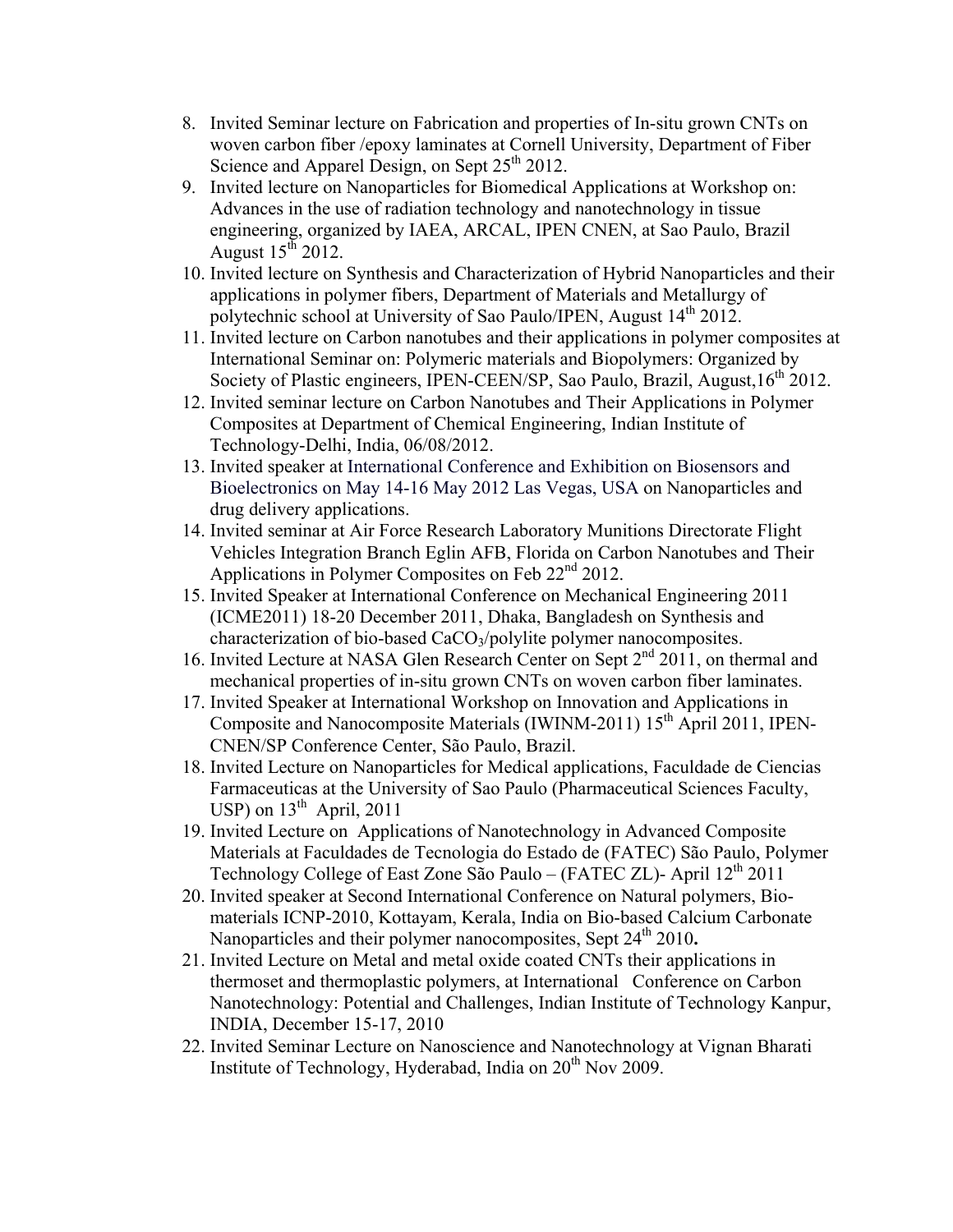8. Invited Seminar lecture on Fabrication and properties of In-situ grown CNTs on woven carbon fiber /epoxy laminates at Cornell University, Department of Fiber Science and Apparel Design, on Sept 25th 2012.
9. Invited lecture on Nanoparticles for Biomedical Applications at Workshop on: Advances in the use of radiation technology and nanotechnology in tissue engineering, organized by IAEA, ARCAL, IPEN CNEN, at Sao Paulo, Brazil August 15th 2012.
10. Invited lecture on Synthesis and Characterization of Hybrid Nanoparticles and their applications in polymer fibers, Department of Materials and Metallurgy of polytechnic school at University of Sao Paulo/IPEN, August 14th 2012.
11. Invited lecture on Carbon nanotubes and their applications in polymer composites at International Seminar on: Polymeric materials and Biopolymers: Organized by Society of Plastic engineers, IPEN-CEEN/SP, Sao Paulo, Brazil, August,16th 2012.
12. Invited seminar lecture on Carbon Nanotubes and Their Applications in Polymer Composites at Department of Chemical Engineering, Indian Institute of Technology-Delhi, India, 06/08/2012.
13. Invited speaker at International Conference and Exhibition on Biosensors and Bioelectronics on May 14-16 May 2012 Las Vegas, USA on Nanoparticles and drug delivery applications.
14. Invited seminar at Air Force Research Laboratory Munitions Directorate Flight Vehicles Integration Branch Eglin AFB, Florida on Carbon Nanotubes and Their Applications in Polymer Composites on Feb 22nd 2012.
15. Invited Speaker at International Conference on Mechanical Engineering 2011 (ICME2011) 18-20 December 2011, Dhaka, Bangladesh on Synthesis and characterization of bio-based $CaCO_3$/polylite polymer nanocomposites.
16. Invited Lecture at NASA Glen Research Center on Sept 2nd 2011, on thermal and mechanical properties of in-situ grown CNTs on woven carbon fiber laminates.
17. Invited Speaker at International Workshop on Innovation and Applications in Composite and Nanocomposite Materials (IWINM-2011) 15th April 2011, IPEN-CNEN/SP Conference Center, São Paulo, Brazil.
18. Invited Lecture on Nanoparticles for Medical applications, Faculdade de Ciencias Farmaceuticas at the University of Sao Paulo (Pharmaceutical Sciences Faculty, USP) on 13th April, 2011
19. Invited Lecture on Applications of Nanotechnology in Advanced Composite Materials at Faculdades de Tecnologia do Estado de (FATEC) São Paulo, Polymer Technology College of East Zone São Paulo – (FATEC ZL)- April 12th 2011
20. Invited speaker at Second International Conference on Natural polymers, Bio-materials ICNP-2010, Kottayam, Kerala, India on Bio-based Calcium Carbonate Nanoparticles and their polymer nanocomposites, Sept 24th 2010**.**
21. Invited Lecture on Metal and metal oxide coated CNTs their applications in thermoset and thermoplastic polymers, at International Conference on Carbon Nanotechnology: Potential and Challenges, Indian Institute of Technology Kanpur, INDIA, December 15-17, 2010
22. Invited Seminar Lecture on Nanoscience and Nanotechnology at Vignan Bharati Institute of Technology, Hyderabad, India on 20th Nov 2009.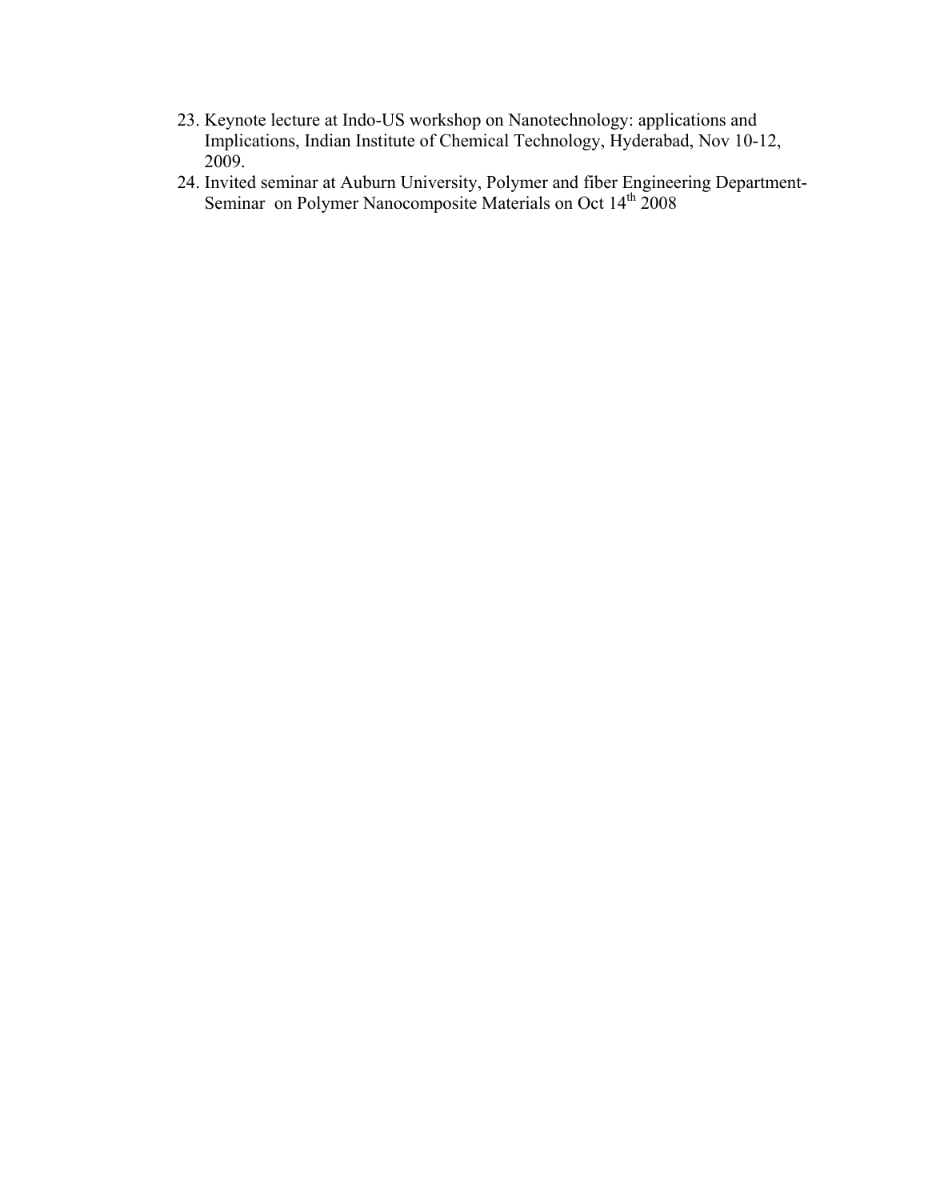23. Keynote lecture at Indo-US workshop on Nanotechnology: applications and Implications, Indian Institute of Chemical Technology, Hyderabad, Nov 10-12, 2009.
24. Invited seminar at Auburn University, Polymer and fiber Engineering Department-Seminar on Polymer Nanocomposite Materials on Oct 14th 2008